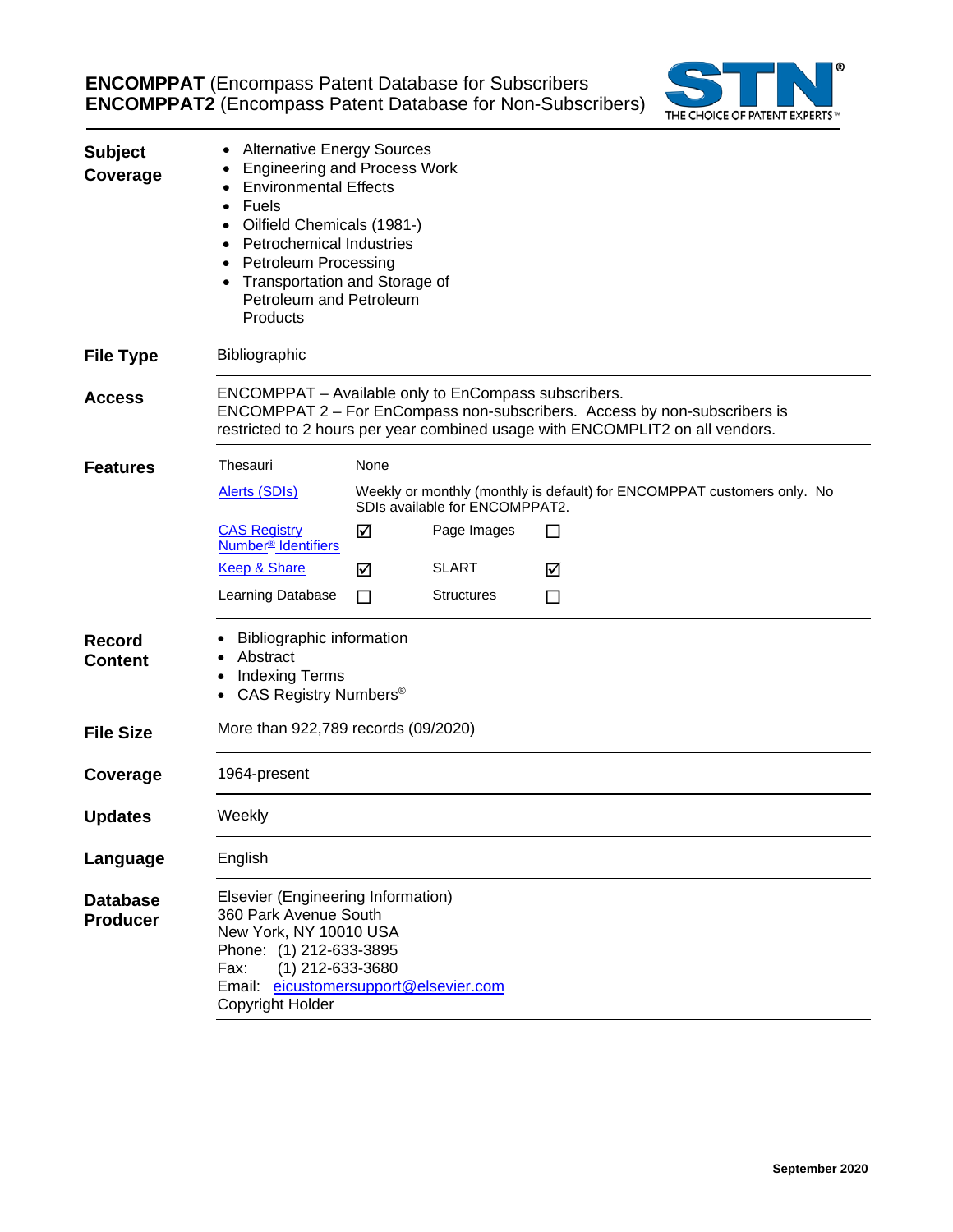# **ENCOMPPAT** (Encompass Patent Database for Subscribers) **ENCOMPPAT2** (Encompass Patent Database for Non-Subscribers)

STN® THE CHOICE OF PATENT EXPERTS™

**Subject Coverage**

- Alternative Energy Sources
- Engineering and Process Work
- Environmental Effects
- Fuels
- Oilfield Chemicals (1981-)
- Petrochemical Industries
- Petroleum Processing
- Transportation and Storage of Petroleum and Petroleum Products

**File Type**

Bibliographic

**Access**

ENCOMPPAT – Available only to EnCompass subscribers.
ENCOMPPAT 2 – For EnCompass non-subscribers. Access by non-subscribers is restricted to 2 hours per year combined usage with ENCOMPLIT2 on all vendors.

**Features**

| | | | |
|---|---|---|---|
| Thesauri | None | | |
| Alerts (SDIs) | Weekly or monthly (monthly is default) for ENCOMPPAT customers only. No SDIs available for ENCOMPPAT2. | | |
| CAS Registry Number® Identifiers | ☑ | Page Images | ☐ |
| Keep & Share | ☑ | SLART | ☑ |
| Learning Database | ☐ | Structures | ☐ |

**Record Content**

- Bibliographic information
- Abstract
- Indexing Terms
- CAS Registry Numbers®

**File Size**

More than 922,789 records (09/2020)

**Coverage**

1964-present

**Updates**

Weekly

**Language**

English

**Database Producer**

Elsevier (Engineering Information)
360 Park Avenue South
New York, NY 10010 USA
Phone: (1) 212-633-3895
Fax: (1) 212-633-3680
Email: eicustomersupport@elsevier.com
Copyright Holder

September 2020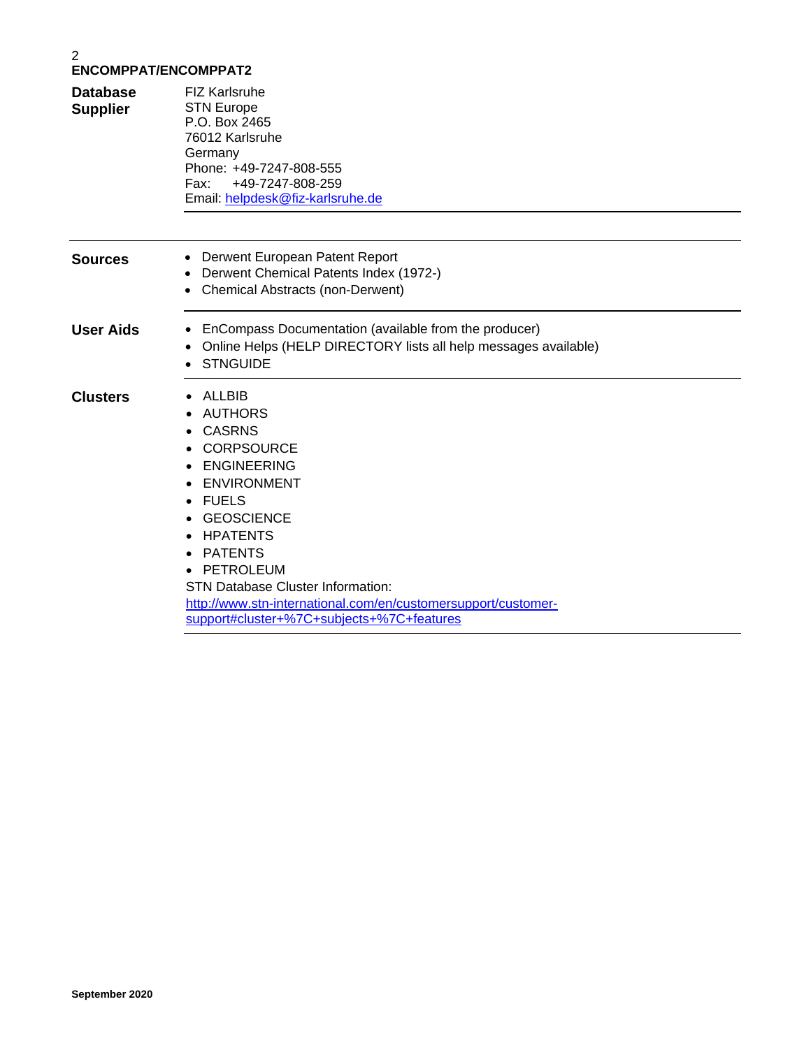| | |
|---|---|
| **Database Supplier** | FIZ Karlsruhe<br>STN Europe<br>P.O. Box 2465<br>76012 Karlsruhe<br>Germany<br>Phone: +49-7247-808-555<br>Fax: +49-7247-808-259<br>Email: helpdesk@fiz-karlsruhe.de |
| **Sources** | • Derwent European Patent Report<br>• Derwent Chemical Patents Index (1972-)<br>• Chemical Abstracts (non-Derwent) |
| **User Aids** | • EnCompass Documentation (available from the producer)<br>• Online Helps (HELP DIRECTORY lists all help messages available)<br>• STNGUIDE |
| **Clusters** | • ALLBIB<br>• AUTHORS<br>• CASRNS<br>• CORPSOURCE<br>• ENGINEERING<br>• ENVIRONMENT<br>• FUELS<br>• GEOSCIENCE<br>• HPATENTS<br>• PATENTS<br>• PETROLEUM<br>STN Database Cluster Information:<br>http://www.stn-international.com/en/customersupport/customer-support#cluster+%7C+subjects+%7C+features |

September 2020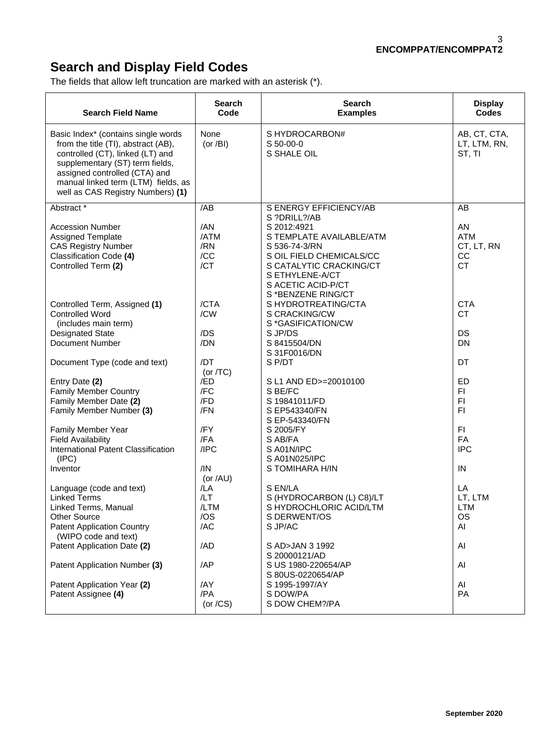# Search and Display Field Codes

The fields that allow left truncation are marked with an asterisk (*).

| Search Field Name | Search Code | Search Examples | Display Codes |
|---|---|---|---|
| Basic Index* (contains single words from the title (TI), abstract (AB), controlled (CT), linked (LT) and supplementary (ST) term fields, assigned controlled (CTA) and manual linked term (LTM) fields, as well as CAS Registry Numbers) **(1)** | None (or /BI) | S HYDROCARBON#<br>S 50-00-0<br>S SHALE OIL | AB, CT, CTA, LT, LTM, RN, ST, TI |
| Abstract * | /AB | S ENERGY EFFICIENCY/AB<br>S ?DRILL?/AB | AB |
| Accession Number | /AN | S 2012:4921 | AN |
| Assigned Template | /ATM | S TEMPLATE AVAILABLE/ATM | ATM |
| CAS Registry Number | /RN | S 536-74-3/RN | CT, LT, RN |
| Classification Code **(4)** | /CC | S OIL FIELD CHEMICALS/CC | CC |
| Controlled Term **(2)** | /CT | S CATALYTIC CRACKING/CT<br>S ETHYLENE-A/CT<br>S ACETIC ACID-P/CT<br>S *BENZENE RING/CT | CT |
| Controlled Term, Assigned **(1)** | /CTA | S HYDROTREATING/CTA | CTA |
| Controlled Word (includes main term) | /CW | S CRACKING/CW<br>S *GASIFICATION/CW | CT |
| Designated State | /DS | S JP/DS | DS |
| Document Number | /DN | S 8415504/DN<br>S 31F0016/DN | DN |
| Document Type (code and text) | /DT (or /TC) | S P/DT | DT |
| Entry Date **(2)** | /ED | S L1 AND ED>=20010100 | ED |
| Family Member Country | /FC | S BE/FC | FI |
| Family Member Date **(2)** | /FD | S 19841011/FD | FI |
| Family Member Number **(3)** | /FN | S EP543340/FN<br>S EP-543340/FN | FI |
| Family Member Year | /FY | S 2005/FY | FI |
| Field Availability | /FA | S AB/FA | FA |
| International Patent Classification (IPC) | /IPC | S A01N/IPC<br>S A01N025/IPC | IPC |
| Inventor | /IN (or /AU) | S TOMIHARA H/IN | IN |
| Language (code and text) | /LA | S EN/LA | LA |
| Linked Terms | /LT | S (HYDROCARBON (L) C8)/LT | LT, LTM |
| Linked Terms, Manual | /LTM | S HYDROCHLORIC ACID/LTM | LTM |
| Other Source | /OS | S DERWENT/OS | OS |
| Patent Application Country (WIPO code and text) | /AC | S JP/AC | AI |
| Patent Application Date **(2)** | /AD | S AD>JAN 3 1992<br>S 20000121/AD | AI |
| Patent Application Number **(3)** | /AP | S US 1980-220654/AP<br>S 80US-0220654/AP | AI |
| Patent Application Year **(2)** | /AY | S 1995-1997/AY | AI |
| Patent Assignee **(4)** | /PA (or /CS) | S DOW/PA<br>S DOW CHEM?/PA | PA |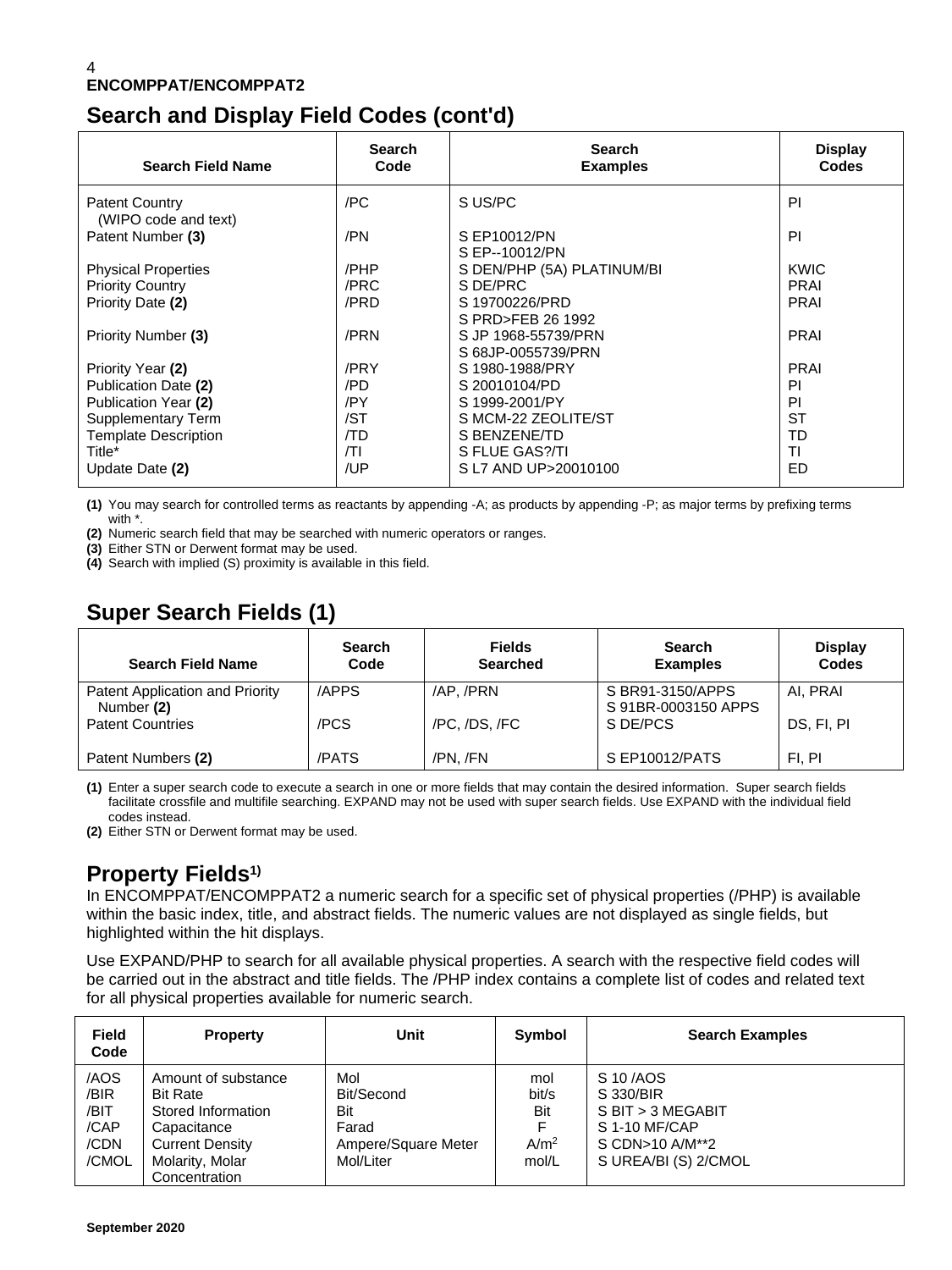## Search and Display Field Codes (cont'd)

| Search Field Name | Search Code | Search Examples | Display Codes |
|---|---|---|---|
| Patent Country (WIPO code and text) | /PC | S US/PC | PI |
| Patent Number **(3)** | /PN | S EP10012/PN<br>S EP--10012/PN | PI |
| Physical Properties | /PHP | S DEN/PHP (5A) PLATINUM/BI | KWIC |
| Priority Country | /PRC | S DE/PRC | PRAI |
| Priority Date **(2)** | /PRD | S 19700226/PRD<br>S PRD>FEB 26 1992 | PRAI |
| Priority Number **(3)** | /PRN | S JP 1968-55739/PRN<br>S 68JP-0055739/PRN | PRAI |
| Priority Year **(2)** | /PRY | S 1980-1988/PRY | PRAI |
| Publication Date **(2)** | /PD | S 20010104/PD | PI |
| Publication Year **(2)** | /PY | S 1999-2001/PY | PI |
| Supplementary Term | /ST | S MCM-22 ZEOLITE/ST | ST |
| Template Description | /TD | S BENZENE/TD | TD |
| Title* | /TI | S FLUE GAS?/TI | TI |
| Update Date **(2)** | /UP | S L7 AND UP>20010100 | ED |

**(1)** You may search for controlled terms as reactants by appending -A; as products by appending -P; as major terms by prefixing terms with *.
**(2)** Numeric search field that may be searched with numeric operators or ranges.
**(3)** Either STN or Derwent format may be used.
**(4)** Search with implied (S) proximity is available in this field.

## Super Search Fields (1)

| Search Field Name | Search Code | Fields Searched | Search Examples | Display Codes |
|---|---|---|---|---|
| Patent Application and Priority Number **(2)** | /APPS | /AP, /PRN | S BR91-3150/APPS<br>S 91BR-0003150 APPS | AI, PRAI |
| Patent Countries | /PCS | /PC, /DS, /FC | S DE/PCS | DS, FI, PI |
| Patent Numbers **(2)** | /PATS | /PN, /FN | S EP10012/PATS | FI, PI |

**(1)** Enter a super search code to execute a search in one or more fields that may contain the desired information. Super search fields facilitate crossfile and multifile searching. EXPAND may not be used with super search fields. Use EXPAND with the individual field codes instead.
**(2)** Either STN or Derwent format may be used.

## Property Fields[1)]

In ENCOMPPAT/ENCOMPPAT2 a numeric search for a specific set of physical properties (/PHP) is available within the basic index, title, and abstract fields. The numeric values are not displayed as single fields, but highlighted within the hit displays.

Use EXPAND/PHP to search for all available physical properties. A search with the respective field codes will be carried out in the abstract and title fields. The /PHP index contains a complete list of codes and related text for all physical properties available for numeric search.

| Field Code | Property | Unit | Symbol | Search Examples |
|---|---|---|---|---|
| /AOS | Amount of substance | Mol | mol | S 10 /AOS |
| /BIR | Bit Rate | Bit/Second | bit/s | S 330/BIR |
| /BIT | Stored Information | Bit | Bit | S BIT > 3 MEGABIT |
| /CAP | Capacitance | Farad | F | S 1-10 MF/CAP |
| /CDN | Current Density | Ampere/Square Meter | $A/m^2$ | S CDN>10 A/M**2 |
| /CMOL | Molarity, Molar Concentration | Mol/Liter | mol/L | S UREA/BI (S) 2/CMOL |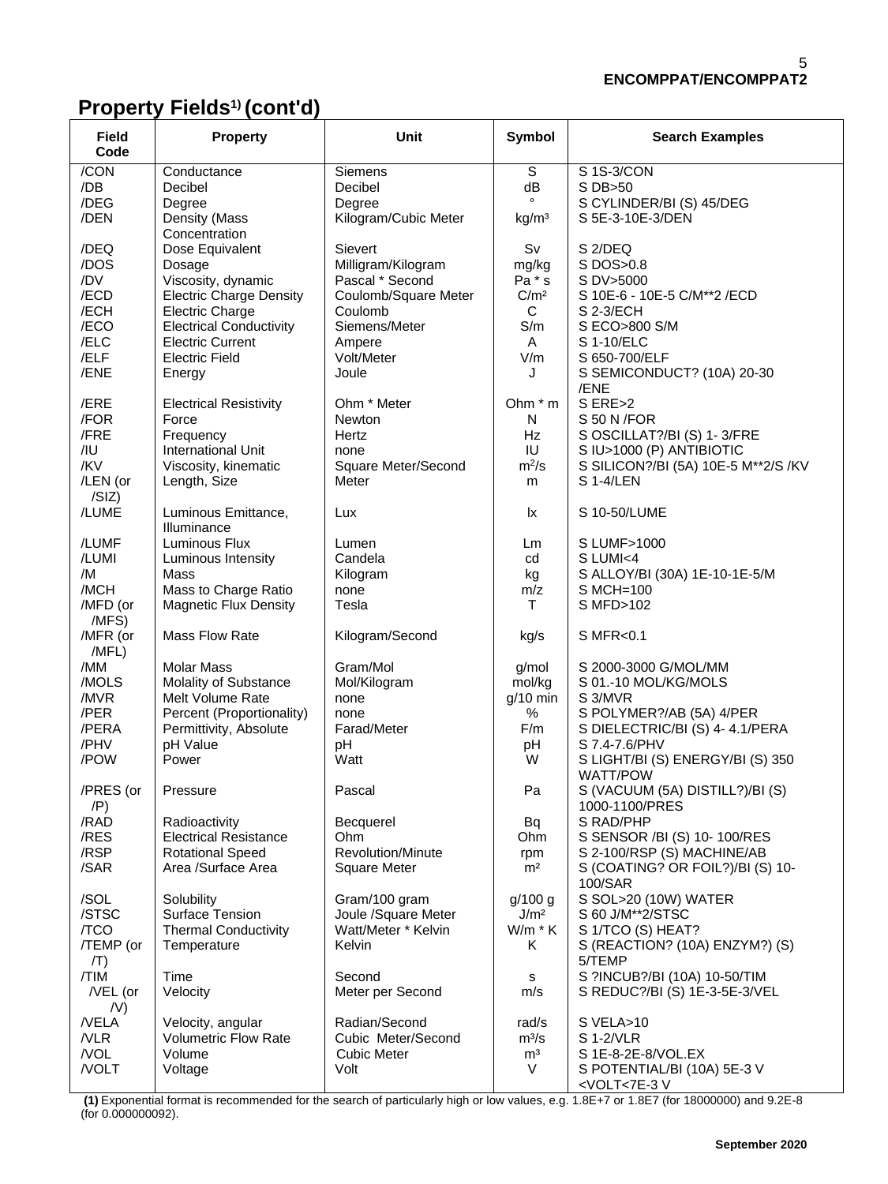## Property Fields[1] (cont'd)

| Field Code | Property | Unit | Symbol | Search Examples |
|---|---|---|---|---|
| /CON | Conductance | Siemens | S | S 1S-3/CON |
| /DB | Decibel | Decibel | dB | S DB>50 |
| /DEG | Degree | Degree | ° | S CYLINDER/BI (S) 45/DEG |
| /DEN | Density (Mass Concentration | Kilogram/Cubic Meter | kg/m³ | S 5E-3-10E-3/DEN |
| /DEQ | Dose Equivalent | Sievert | Sv | S 2/DEQ |
| /DOS | Dosage | Milligram/Kilogram | mg/kg | S DOS>0.8 |
| /DV | Viscosity, dynamic | Pascal * Second | Pa * s | S DV>5000 |
| /ECD | Electric Charge Density | Coulomb/Square Meter | C/m² | S 10E-6 - 10E-5 C/M**2 /ECD |
| /ECH | Electric Charge | Coulomb | C | S 2-3/ECH |
| /ECO | Electrical Conductivity | Siemens/Meter | S/m | S ECO>800 S/M |
| /ELC | Electric Current | Ampere | A | S 1-10/ELC |
| /ELF | Electric Field | Volt/Meter | V/m | S 650-700/ELF |
| /ENE | Energy | Joule | J | S SEMICONDUCT? (10A) 20-30 /ENE |
| /ERE | Electrical Resistivity | Ohm * Meter | Ohm * m | S ERE>2 |
| /FOR | Force | Newton | N | S 50 N /FOR |
| /FRE | Frequency | Hertz | Hz | S OSCILLAT?/BI (S) 1- 3/FRE |
| /IU | International Unit | none | IU | S IU>1000 (P) ANTIBIOTIC |
| /KV | Viscosity, kinematic | Square Meter/Second | m²/s | S SILICON?/BI (5A) 10E-5 M**2/S /KV |
| /LEN (or /SIZ) | Length, Size | Meter | m | S 1-4/LEN |
| /LUME | Luminous Emittance, Illuminance | Lux | lx | S 10-50/LUME |
| /LUMF | Luminous Flux | Lumen | Lm | S LUMF>1000 |
| /LUMI | Luminous Intensity | Candela | cd | S LUMI<4 |
| /M | Mass | Kilogram | kg | S ALLOY/BI (30A) 1E-10-1E-5/M |
| /MCH | Mass to Charge Ratio | none | m/z | S MCH=100 |
| /MFD (or /MFS) | Magnetic Flux Density | Tesla | T | S MFD>102 |
| /MFR (or /MFL) | Mass Flow Rate | Kilogram/Second | kg/s | S MFR<0.1 |
| /MM | Molar Mass | Gram/Mol | g/mol | S 2000-3000 G/MOL/MM |
| /MOLS | Molality of Substance | Mol/Kilogram | mol/kg | S 01.-10 MOL/KG/MOLS |
| /MVR | Melt Volume Rate | none | g/10 min | S 3/MVR |
| /PER | Percent (Proportionality) | none | % | S POLYMER?/AB (5A) 4/PER |
| /PERA | Permittivity, Absolute | Farad/Meter | F/m | S DIELECTRIC/BI (S) 4- 4.1/PERA |
| /PHV | pH Value | pH | pH | S 7.4-7.6/PHV |
| /POW | Power | Watt | W | S LIGHT/BI (S) ENERGY/BI (S) 350 WATT/POW |
| /PRES (or /P) | Pressure | Pascal | Pa | S (VACUUM (5A) DISTILL?)/BI (S) 1000-1100/PRES |
| /RAD | Radioactivity | Becquerel | Bq | S RAD/PHP |
| /RES | Electrical Resistance | Ohm | Ohm | S SENSOR /BI (S) 10- 100/RES |
| /RSP | Rotational Speed | Revolution/Minute | rpm | S 2-100/RSP (S) MACHINE/AB |
| /SAR | Area /Surface Area | Square Meter | m² | S (COATING? OR FOIL?)/BI (S) 10-100/SAR |
| /SOL | Solubility | Gram/100 gram | g/100 g | S SOL>20 (10W) WATER |
| /STSC | Surface Tension | Joule /Square Meter | J/m² | S 60 J/M**2/STSC |
| /TCO | Thermal Conductivity | Watt/Meter * Kelvin | W/m * K | S 1/TCO (S) HEAT? |
| /TEMP (or /T) | Temperature | Kelvin | K | S (REACTION? (10A) ENZYM?) (S) 5/TEMP |
| /TIM | Time | Second | s | S ?INCUB?/BI (10A) 10-50/TIM |
| /VEL (or /V) | Velocity | Meter per Second | m/s | S REDUC?/BI (S) 1E-3-5E-3/VEL |
| /VELA | Velocity, angular | Radian/Second | rad/s | S VELA>10 |
| /VLR | Volumetric Flow Rate | Cubic Meter/Second | m³/s | S 1-2/VLR |
| /VOL | Volume | Cubic Meter | m³ | S 1E-8-2E-8/VOL.EX |
| /VOLT | Voltage | Volt | V | S POTENTIAL/BI (10A) 5E-3 V <VOLT<7E-3 V |

**(1)** Exponential format is recommended for the search of particularly high or low values, e.g. 1.8E+7 or 1.8E7 (for 18000000) and 9.2E-8 (for 0.000000092).

**September 2020**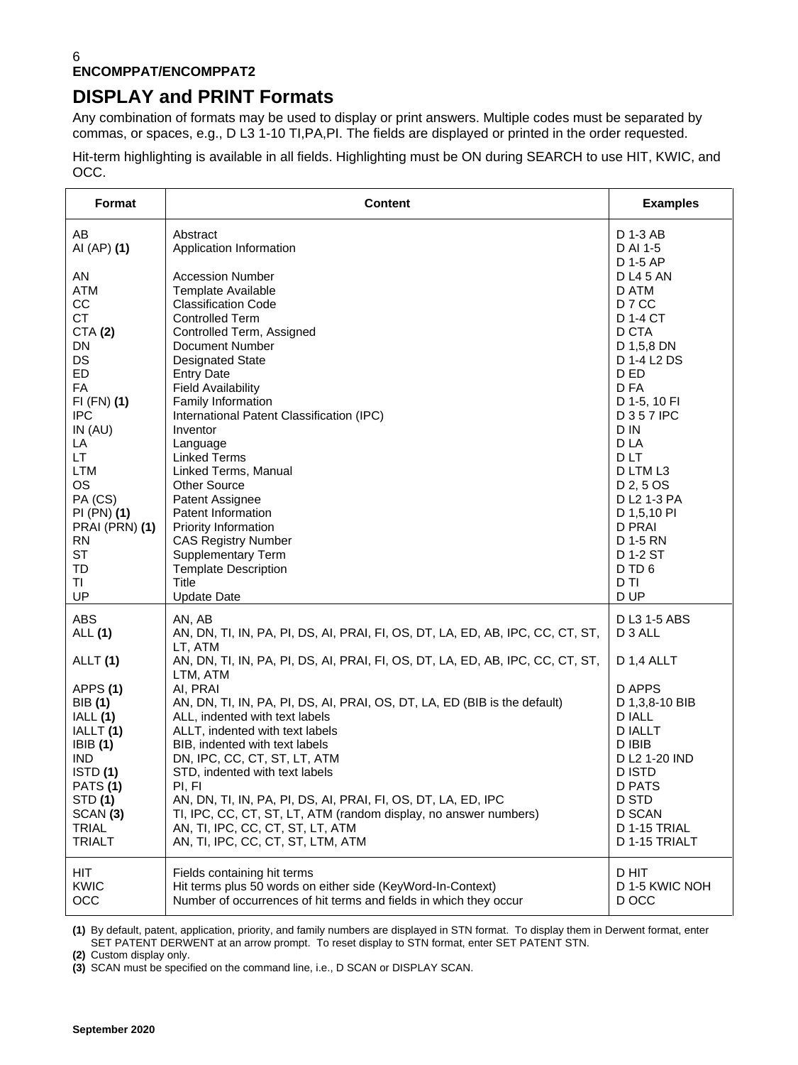**ENCOMPPAT/ENCOMPPAT2**

# DISPLAY and PRINT Formats

Any combination of formats may be used to display or print answers. Multiple codes must be separated by commas, or spaces, e.g., D L3 1-10 TI,PA,PI. The fields are displayed or printed in the order requested.

Hit-term highlighting is available in all fields. Highlighting must be ON during SEARCH to use HIT, KWIC, and OCC.

| Format | Content | Examples |
|---|---|---|
| AB | Abstract | D 1-3 AB |
| AI (AP) **(1)** | Application Information | D AI 1-5<br>D 1-5 AP |
| AN | Accession Number | D L4 5 AN |
| ATM | Template Available | D ATM |
| CC | Classification Code | D 7 CC |
| CT | Controlled Term | D 1-4 CT |
| CTA **(2)** | Controlled Term, Assigned | D CTA |
| DN | Document Number | D 1,5,8 DN |
| DS | Designated State | D 1-4 L2 DS |
| ED | Entry Date | D ED |
| FA | Field Availability | D FA |
| FI (FN) **(1)** | Family Information | D 1-5, 10 FI |
| IPC | International Patent Classification (IPC) | D 3 5 7 IPC |
| IN (AU) | Inventor | D IN |
| LA | Language | D LA |
| LT | Linked Terms | D LT |
| LTM | Linked Terms, Manual | D LTM L3 |
| OS | Other Source | D 2, 5 OS |
| PA (CS) | Patent Assignee | D L2 1-3 PA |
| PI (PN) **(1)** | Patent Information | D 1,5,10 PI |
| PRAI (PRN) **(1)** | Priority Information | D PRAI |
| RN | CAS Registry Number | D 1-5 RN |
| ST | Supplementary Term | D 1-2 ST |
| TD | Template Description | D TD 6 |
| TI | Title | D TI |
| UP | Update Date | D UP |
| ABS | AN, AB | D L3 1-5 ABS |
| ALL **(1)** | AN, DN, TI, IN, PA, PI, DS, AI, PRAI, FI, OS, DT, LA, ED, AB, IPC, CC, CT, ST, LT, ATM | D 3 ALL |
| ALLT **(1)** | AN, DN, TI, IN, PA, PI, DS, AI, PRAI, FI, OS, DT, LA, ED, AB, IPC, CC, CT, ST, LTM, ATM | D 1,4 ALLT |
| APPS **(1)** | AI, PRAI | D APPS |
| BIB **(1)** | AN, DN, TI, IN, PA, PI, DS, AI, PRAI, OS, DT, LA, ED (BIB is the default) | D 1,3,8-10 BIB |
| IALL **(1)** | ALL, indented with text labels | D IALL |
| IALLT **(1)** | ALLT, indented with text labels | D IALLT |
| IBIB **(1)** | BIB, indented with text labels | D IBIB |
| IND | DN, IPC, CC, CT, ST, LT, ATM | D L2 1-20 IND |
| ISTD **(1)** | STD, indented with text labels | D ISTD |
| PATS **(1)** | PI, FI | D PATS |
| STD **(1)** | AN, DN, TI, IN, PA, PI, DS, AI, PRAI, FI, OS, DT, LA, ED, IPC | D STD |
| SCAN **(3)** | TI, IPC, CC, CT, ST, LT, ATM (random display, no answer numbers) | D SCAN |
| TRIAL | AN, TI, IPC, CC, CT, ST, LT, ATM | D 1-15 TRIAL |
| TRIALT | AN, TI, IPC, CC, CT, ST, LTM, ATM | D 1-15 TRIALT |
| HIT | Fields containing hit terms | D HIT |
| KWIC | Hit terms plus 50 words on either side (KeyWord-In-Context) | D 1-5 KWIC NOH |
| OCC | Number of occurrences of hit terms and fields in which they occur | D OCC |

**(1)** By default, patent, application, priority, and family numbers are displayed in STN format. To display them in Derwent format, enter SET PATENT DERWENT at an arrow prompt. To reset display to STN format, enter SET PATENT STN.

**(2)** Custom display only.

**(3)** SCAN must be specified on the command line, i.e., D SCAN or DISPLAY SCAN.

**September 2020**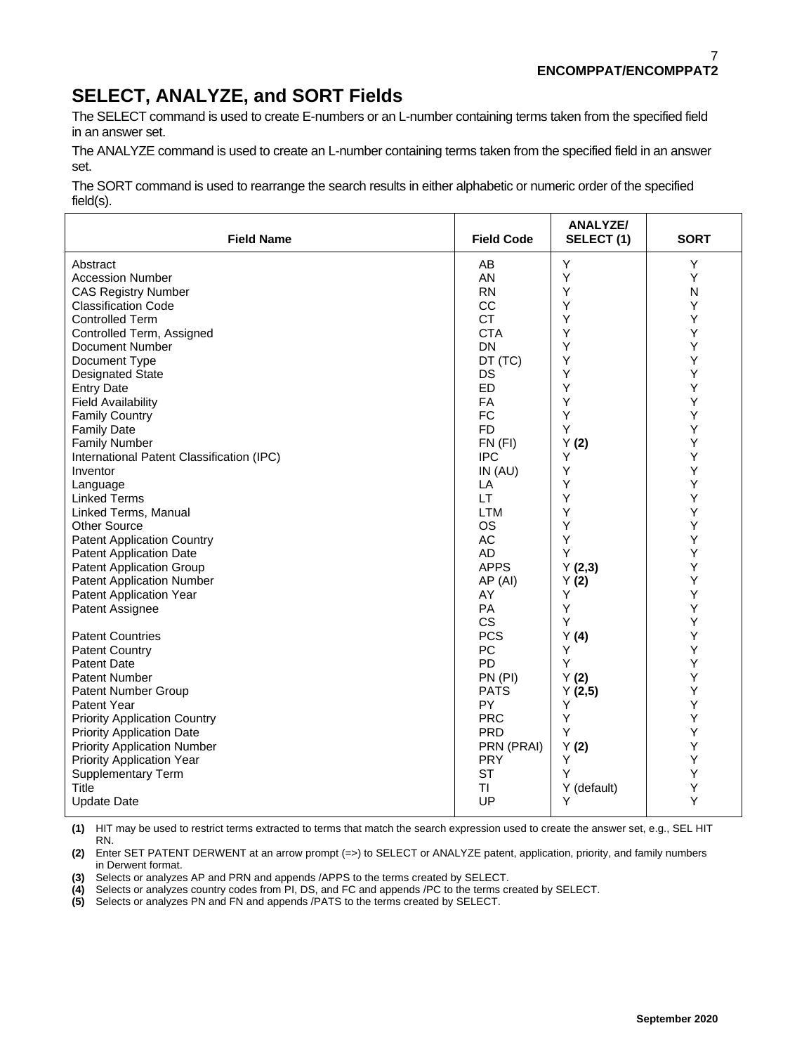## SELECT, ANALYZE, and SORT Fields

The SELECT command is used to create E-numbers or an L-number containing terms taken from the specified field in an answer set.

The ANALYZE command is used to create an L-number containing terms taken from the specified field in an answer set.

The SORT command is used to rearrange the search results in either alphabetic or numeric order of the specified field(s).

| Field Name | Field Code | ANALYZE/ SELECT (1) | SORT |
|---|---|---|---|
| Abstract | AB | Y | Y |
| Accession Number | AN | Y | Y |
| CAS Registry Number | RN | Y | N |
| Classification Code | CC | Y | Y |
| Controlled Term | CT | Y | Y |
| Controlled Term, Assigned | CTA | Y | Y |
| Document Number | DN | Y | Y |
| Document Type | DT (TC) | Y | Y |
| Designated State | DS | Y | Y |
| Entry Date | ED | Y | Y |
| Field Availability | FA | Y | Y |
| Family Country | FC | Y | Y |
| Family Date | FD | Y | Y |
| Family Number | FN (FI) | Y **(2)** | Y |
| International Patent Classification (IPC) | IPC | Y | Y |
| Inventor | IN (AU) | Y | Y |
| Language | LA | Y | Y |
| Linked Terms | LT | Y | Y |
| Linked Terms, Manual | LTM | Y | Y |
| Other Source | OS | Y | Y |
| Patent Application Country | AC | Y | Y |
| Patent Application Date | AD | Y | Y |
| Patent Application Group | APPS | Y **(2,3)** | Y |
| Patent Application Number | AP (AI) | Y **(2)** | Y |
| Patent Application Year | AY | Y | Y |
| Patent Assignee | PA | Y | Y |
| | CS | Y | Y |
| Patent Countries | PCS | Y **(4)** | Y |
| Patent Country | PC | Y | Y |
| Patent Date | PD | Y | Y |
| Patent Number | PN (PI) | Y **(2)** | Y |
| Patent Number Group | PATS | Y **(2,5)** | Y |
| Patent Year | PY | Y | Y |
| Priority Application Country | PRC | Y | Y |
| Priority Application Date | PRD | Y | Y |
| Priority Application Number | PRN (PRAI) | Y **(2)** | Y |
| Priority Application Year | PRY | Y | Y |
| Supplementary Term | ST | Y | Y |
| Title | TI | Y (default) | Y |
| Update Date | UP | Y | Y |

**(1)** HIT may be used to restrict terms extracted to terms that match the search expression used to create the answer set, e.g., SEL HIT RN.

**(2)** Enter SET PATENT DERWENT at an arrow prompt (=>) to SELECT or ANALYZE patent, application, priority, and family numbers in Derwent format.

**(3)** Selects or analyzes AP and PRN and appends /APPS to the terms created by SELECT.

**(4)** Selects or analyzes country codes from PI, DS, and FC and appends /PC to the terms created by SELECT.

**(5)** Selects or analyzes PN and FN and appends /PATS to the terms created by SELECT.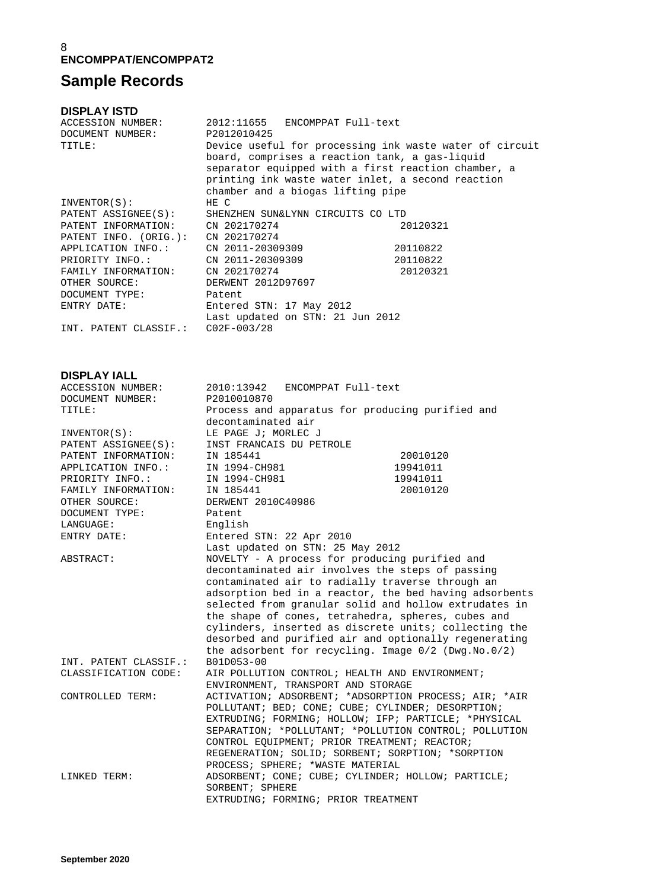**ENCOMPPAT/ENCOMPPAT2**

# Sample Records

### DISPLAY ISTD

```
ACCESSION NUMBER:      2012:11655   ENCOMPPAT Full-text
DOCUMENT NUMBER:       P2012010425
TITLE:                 Device useful for processing ink waste water of circuit
                       board, comprises a reaction tank, a gas-liquid
                       separator equipped with a first reaction chamber, a
                       printing ink waste water inlet, a second reaction
                       chamber and a biogas lifting pipe
INVENTOR(S):           HE C
PATENT ASSIGNEE(S):    SHENZHEN SUN&LYNN CIRCUITS CO LTD
PATENT INFORMATION:    CN 202170274                    20120321
PATENT INFO. (ORIG.):  CN 202170274
APPLICATION INFO.:     CN 2011-20309309               20110822
PRIORITY INFO.:        CN 2011-20309309               20110822
FAMILY INFORMATION:    CN 202170274                    20120321
OTHER SOURCE:          DERWENT 2012D97697
DOCUMENT TYPE:         Patent
ENTRY DATE:            Entered STN: 17 May 2012
                       Last updated on STN: 21 Jun 2012
INT. PATENT CLASSIF.:  C02F-003/28
```

### DISPLAY IALL

```
ACCESSION NUMBER:      2010:13942   ENCOMPPAT Full-text
DOCUMENT NUMBER:       P2010010870
TITLE:                 Process and apparatus for producing purified and
                       decontaminated air
INVENTOR(S):           LE PAGE J; MORLEC J
PATENT ASSIGNEE(S):    INST FRANCAIS DU PETROLE
PATENT INFORMATION:    IN 185441                       20010120
APPLICATION INFO.:     IN 1994-CH981                  19941011
PRIORITY INFO.:        IN 1994-CH981                  19941011
FAMILY INFORMATION:    IN 185441                       20010120
OTHER SOURCE:          DERWENT 2010C40986
DOCUMENT TYPE:         Patent
LANGUAGE:              English
ENTRY DATE:            Entered STN: 22 Apr 2010
                       Last updated on STN: 25 May 2012
ABSTRACT:              NOVELTY - A process for producing purified and
                       decontaminated air involves the steps of passing
                       contaminated air to radially traverse through an
                       adsorption bed in a reactor, the bed having adsorbents
                       selected from granular solid and hollow extrudates in
                       the shape of cones, tetrahedra, spheres, cubes and
                       cylinders, inserted as discrete units; collecting the
                       desorbed and purified air and optionally regenerating
                       the adsorbent for recycling. Image 0/2 (Dwg.No.0/2)
INT. PATENT CLASSIF.:  B01D053-00
CLASSIFICATION CODE:   AIR POLLUTION CONTROL; HEALTH AND ENVIRONMENT;
                       ENVIRONMENT, TRANSPORT AND STORAGE
CONTROLLED TERM:       ACTIVATION; ADSORBENT; *ADSORPTION PROCESS; AIR; *AIR
                       POLLUTANT; BED; CONE; CUBE; CYLINDER; DESORPTION;
                       EXTRUDING; FORMING; HOLLOW; IFP; PARTICLE; *PHYSICAL
                       SEPARATION; *POLLUTANT; *POLLUTION CONTROL; POLLUTION
                       CONTROL EQUIPMENT; PRIOR TREATMENT; REACTOR;
                       REGENERATION; SOLID; SORBENT; SORPTION; *SORPTION
                       PROCESS; SPHERE; *WASTE MATERIAL
LINKED TERM:           ADSORBENT; CONE; CUBE; CYLINDER; HOLLOW; PARTICLE;
                       SORBENT; SPHERE
                       EXTRUDING; FORMING; PRIOR TREATMENT
```

**September 2020**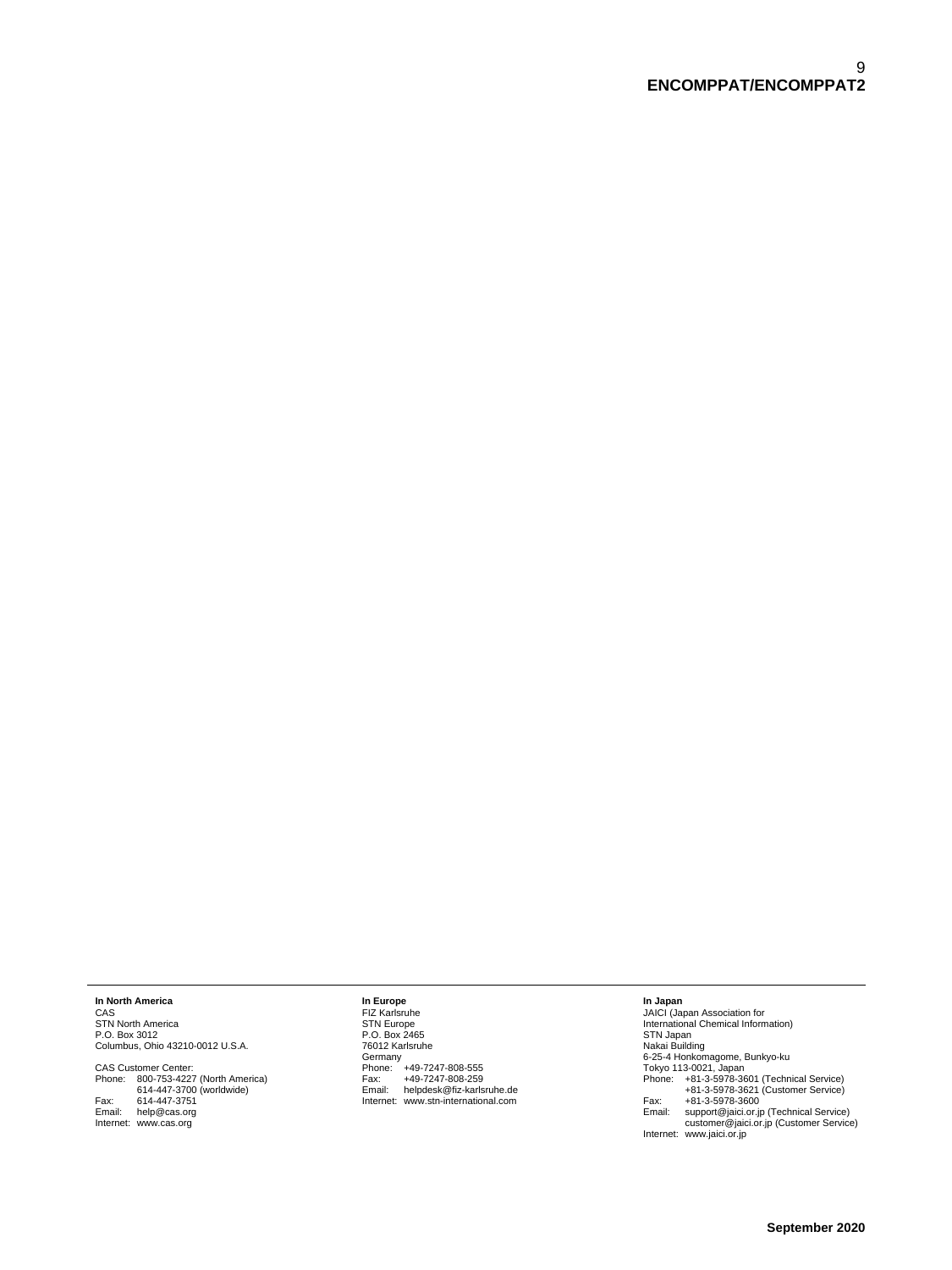**In North America**
CAS
STN North America
P.O. Box 3012
Columbus, Ohio 43210-0012 U.S.A.

CAS Customer Center:
Phone: 800-753-4227 (North America)
614-447-3700 (worldwide)
Fax: 614-447-3751
Email: help@cas.org
Internet: www.cas.org

**In Europe**
FIZ Karlsruhe
STN Europe
P.O. Box 2465
76012 Karlsruhe
Germany
Phone: +49-7247-808-555
Fax: +49-7247-808-259
Email: helpdesk@fiz-karlsruhe.de
Internet: www.stn-international.com

**In Japan**
JAICI (Japan Association for
International Chemical Information)
STN Japan
Nakai Building
6-25-4 Honkomagome, Bunkyo-ku
Tokyo 113-0021, Japan
Phone: +81-3-5978-3601 (Technical Service)
+81-3-5978-3621 (Customer Service)
Fax: +81-3-5978-3600
Email: support@jaici.or.jp (Technical Service)
customer@jaici.or.jp (Customer Service)
Internet: www.jaici.or.jp

**September 2020**